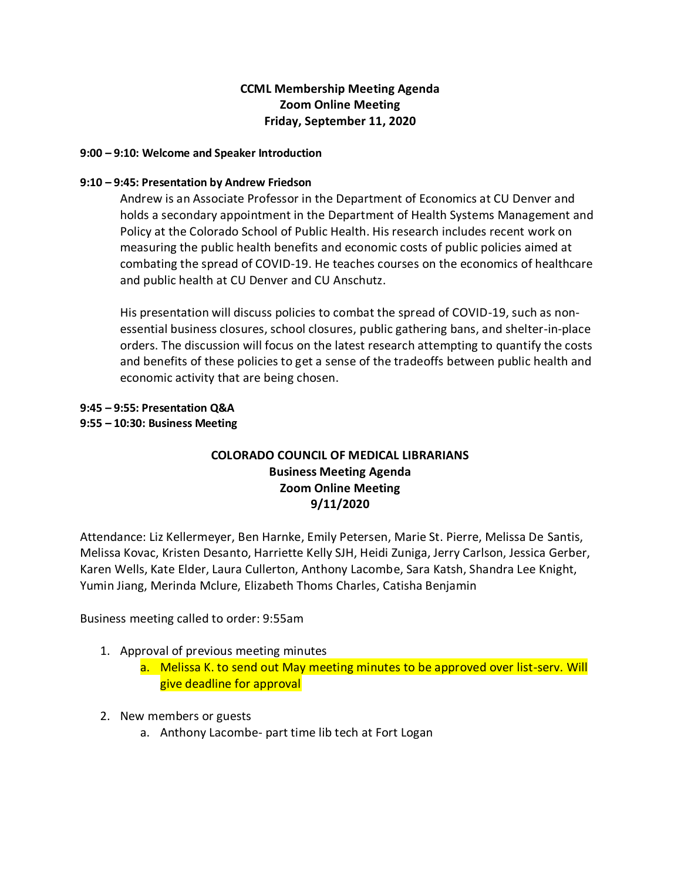**CCML Membership Meeting Agenda**
**Zoom Online Meeting**
**Friday, September 11, 2020**

**9:00 – 9:10: Welcome and Speaker Introduction**

**9:10 – 9:45: Presentation by Andrew Friedson**

Andrew is an Associate Professor in the Department of Economics at CU Denver and holds a secondary appointment in the Department of Health Systems Management and Policy at the Colorado School of Public Health. His research includes recent work on measuring the public health benefits and economic costs of public policies aimed at combating the spread of COVID-19. He teaches courses on the economics of healthcare and public health at CU Denver and CU Anschutz.

His presentation will discuss policies to combat the spread of COVID-19, such as non-essential business closures, school closures, public gathering bans, and shelter-in-place orders. The discussion will focus on the latest research attempting to quantify the costs and benefits of these policies to get a sense of the tradeoffs between public health and economic activity that are being chosen.

**9:45 – 9:55: Presentation Q&A**
**9:55 – 10:30: Business Meeting**

**COLORADO COUNCIL OF MEDICAL LIBRARIANS**
**Business Meeting Agenda**
**Zoom Online Meeting**
**9/11/2020**

Attendance: Liz Kellermeyer, Ben Harnke, Emily Petersen, Marie St. Pierre, Melissa De Santis, Melissa Kovac, Kristen Desanto, Harriette Kelly SJH, Heidi Zuniga, Jerry Carlson, Jessica Gerber, Karen Wells, Kate Elder, Laura Cullerton, Anthony Lacombe, Sara Katsh, Shandra Lee Knight, Yumin Jiang, Merinda Mclure, Elizabeth Thoms Charles, Catisha Benjamin

Business meeting called to order: 9:55am

1. Approval of previous meeting minutes
    a. Melissa K. to send out May meeting minutes to be approved over list-serv. Will give deadline for approval

2. New members or guests
    a. Anthony Lacombe- part time lib tech at Fort Logan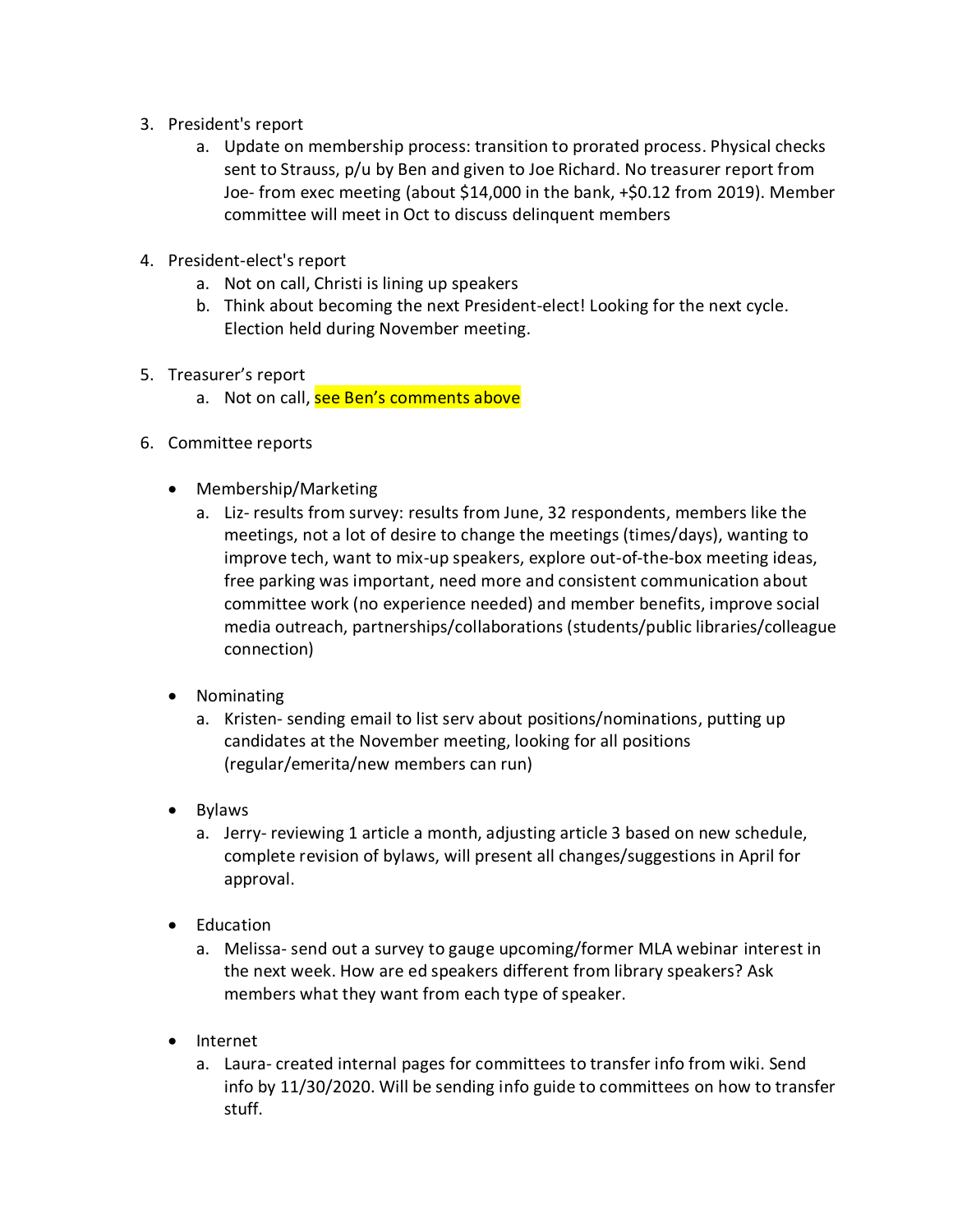3. President's report
    a. Update on membership process: transition to prorated process. Physical checks sent to Strauss, p/u by Ben and given to Joe Richard. No treasurer report from Joe- from exec meeting (about $14,000 in the bank, +$0.12 from 2019). Member committee will meet in Oct to discuss delinquent members

4. President-elect's report
    a. Not on call, Christi is lining up speakers
    b. Think about becoming the next President-elect! Looking for the next cycle. Election held during November meeting.

5. Treasurer's report
    a. Not on call, see Ben's comments above

6. Committee reports

- Membership/Marketing
    a. Liz- results from survey: results from June, 32 respondents, members like the meetings, not a lot of desire to change the meetings (times/days), wanting to improve tech, want to mix-up speakers, explore out-of-the-box meeting ideas, free parking was important, need more and consistent communication about committee work (no experience needed) and member benefits, improve social media outreach, partnerships/collaborations (students/public libraries/colleague connection)

- Nominating
    a. Kristen- sending email to list serv about positions/nominations, putting up candidates at the November meeting, looking for all positions (regular/emerita/new members can run)

- Bylaws
    a. Jerry- reviewing 1 article a month, adjusting article 3 based on new schedule, complete revision of bylaws, will present all changes/suggestions in April for approval.

- Education
    a. Melissa- send out a survey to gauge upcoming/former MLA webinar interest in the next week. How are ed speakers different from library speakers? Ask members what they want from each type of speaker.

- Internet
    a. Laura- created internal pages for committees to transfer info from wiki. Send info by 11/30/2020. Will be sending info guide to committees on how to transfer stuff.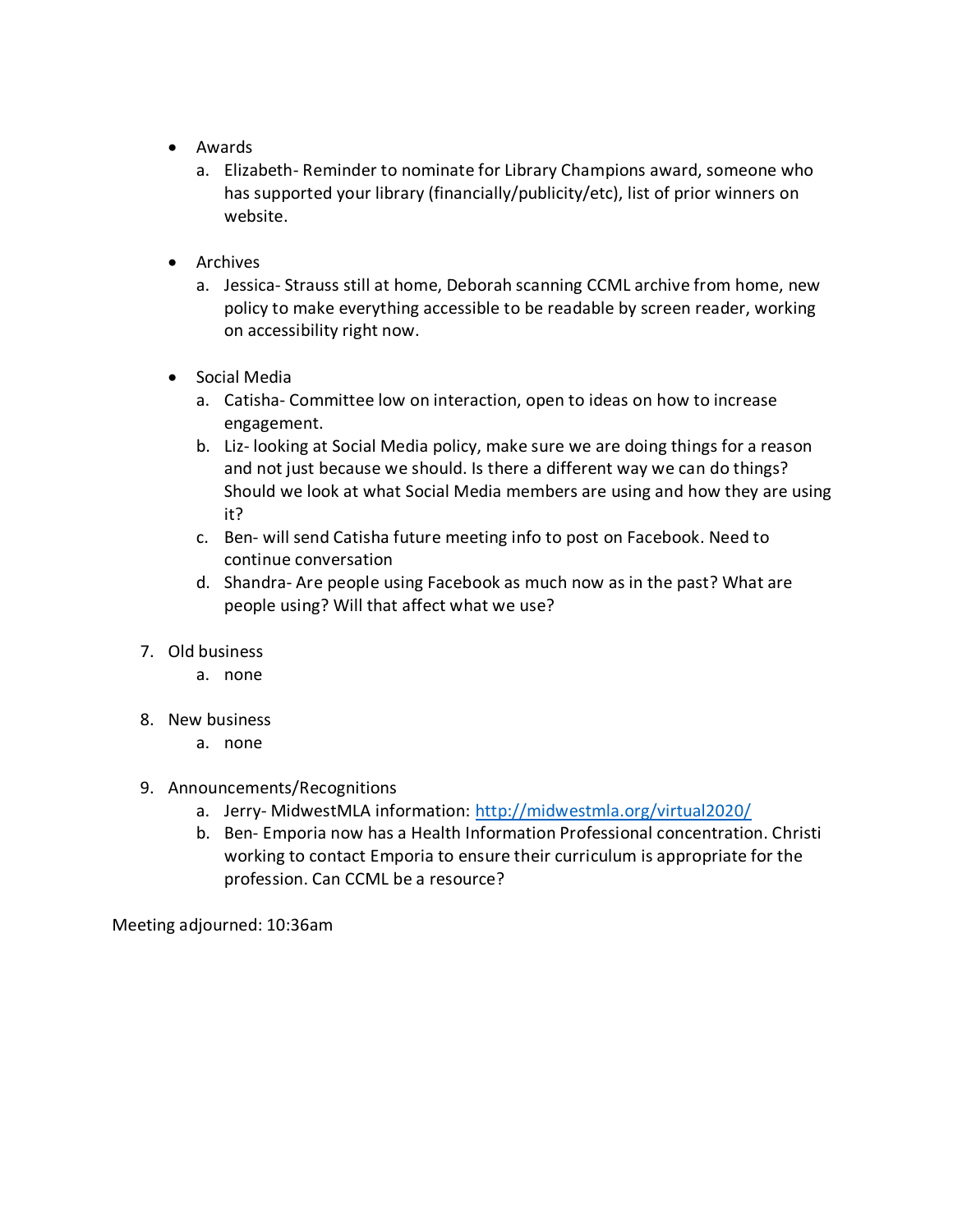- Awards
  a. Elizabeth- Reminder to nominate for Library Champions award, someone who has supported your library (financially/publicity/etc), list of prior winners on website.

- Archives
  a. Jessica- Strauss still at home, Deborah scanning CCML archive from home, new policy to make everything accessible to be readable by screen reader, working on accessibility right now.

- Social Media
  a. Catisha- Committee low on interaction, open to ideas on how to increase engagement.
  b. Liz- looking at Social Media policy, make sure we are doing things for a reason and not just because we should. Is there a different way we can do things? Should we look at what Social Media members are using and how they are using it?
  c. Ben- will send Catisha future meeting info to post on Facebook. Need to continue conversation
  d. Shandra- Are people using Facebook as much now as in the past? What are people using? Will that affect what we use?

7. Old business
   a. none

8. New business
   a. none

9. Announcements/Recognitions
   a. Jerry- MidwestMLA information: [http://midwestmla.org/virtual2020/](http://midwestmla.org/virtual2020/)
   b. Ben- Emporia now has a Health Information Professional concentration. Christi working to contact Emporia to ensure their curriculum is appropriate for the profession. Can CCML be a resource?

Meeting adjourned: 10:36am